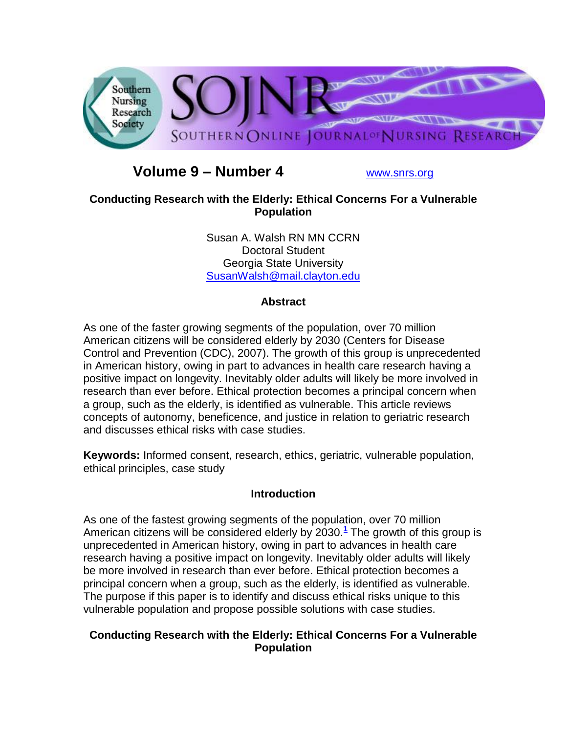Southern Nursing Research Society

SOJNR

SOUTHERN ONLINE JOURNAL OF NURSING RESEARCH

# Volume 9 – Number 4

www.snrs.org

## Conducting Research with the Elderly: Ethical Concerns For a Vulnerable Population

Susan A. Walsh RN MN CCRN
Doctoral Student
Georgia State University
SusanWalsh@mail.clayton.edu

### Abstract

As one of the faster growing segments of the population, over 70 million American citizens will be considered elderly by 2030 (Centers for Disease Control and Prevention (CDC), 2007). The growth of this group is unprecedented in American history, owing in part to advances in health care research having a positive impact on longevity. Inevitably older adults will likely be more involved in research than ever before. Ethical protection becomes a principal concern when a group, such as the elderly, is identified as vulnerable. This article reviews concepts of autonomy, beneficence, and justice in relation to geriatric research and discusses ethical risks with case studies.

**Keywords:** Informed consent, research, ethics, geriatric, vulnerable population, ethical principles, case study

### Introduction

As one of the fastest growing segments of the population, over 70 million American citizens will be considered elderly by 2030.[1] The growth of this group is unprecedented in American history, owing in part to advances in health care research having a positive impact on longevity. Inevitably older adults will likely be more involved in research than ever before. Ethical protection becomes a principal concern when a group, such as the elderly, is identified as vulnerable. The purpose if this paper is to identify and discuss ethical risks unique to this vulnerable population and propose possible solutions with case studies.

### Conducting Research with the Elderly: Ethical Concerns For a Vulnerable Population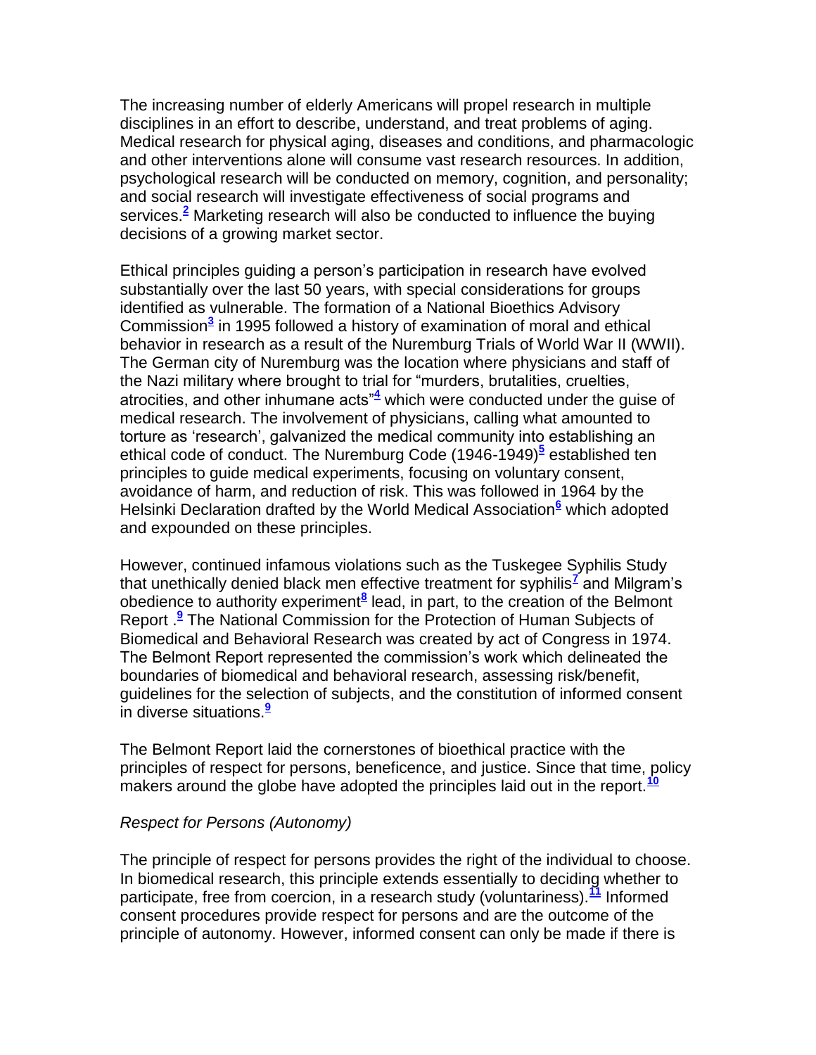The increasing number of elderly Americans will propel research in multiple disciplines in an effort to describe, understand, and treat problems of aging. Medical research for physical aging, diseases and conditions, and pharmacologic and other interventions alone will consume vast research resources. In addition, psychological research will be conducted on memory, cognition, and personality; and social research will investigate effectiveness of social programs and services.[2] Marketing research will also be conducted to influence the buying decisions of a growing market sector.

Ethical principles guiding a person's participation in research have evolved substantially over the last 50 years, with special considerations for groups identified as vulnerable. The formation of a National Bioethics Advisory Commission[3] in 1995 followed a history of examination of moral and ethical behavior in research as a result of the Nuremburg Trials of World War II (WWII). The German city of Nuremburg was the location where physicians and staff of the Nazi military where brought to trial for "murders, brutalities, cruelties, atrocities, and other inhumane acts"[4] which were conducted under the guise of medical research. The involvement of physicians, calling what amounted to torture as 'research', galvanized the medical community into establishing an ethical code of conduct. The Nuremburg Code (1946-1949)[5] established ten principles to guide medical experiments, focusing on voluntary consent, avoidance of harm, and reduction of risk. This was followed in 1964 by the Helsinki Declaration drafted by the World Medical Association[6] which adopted and expounded on these principles.

However, continued infamous violations such as the Tuskegee Syphilis Study that unethically denied black men effective treatment for syphilis[7] and Milgram's obedience to authority experiment[8] lead, in part, to the creation of the Belmont Report .[9] The National Commission for the Protection of Human Subjects of Biomedical and Behavioral Research was created by act of Congress in 1974. The Belmont Report represented the commission's work which delineated the boundaries of biomedical and behavioral research, assessing risk/benefit, guidelines for the selection of subjects, and the constitution of informed consent in diverse situations.[9]

The Belmont Report laid the cornerstones of bioethical practice with the principles of respect for persons, beneficence, and justice. Since that time, policy makers around the globe have adopted the principles laid out in the report.[10]

*Respect for Persons (Autonomy)*

The principle of respect for persons provides the right of the individual to choose. In biomedical research, this principle extends essentially to deciding whether to participate, free from coercion, in a research study (voluntariness).[11] Informed consent procedures provide respect for persons and are the outcome of the principle of autonomy. However, informed consent can only be made if there is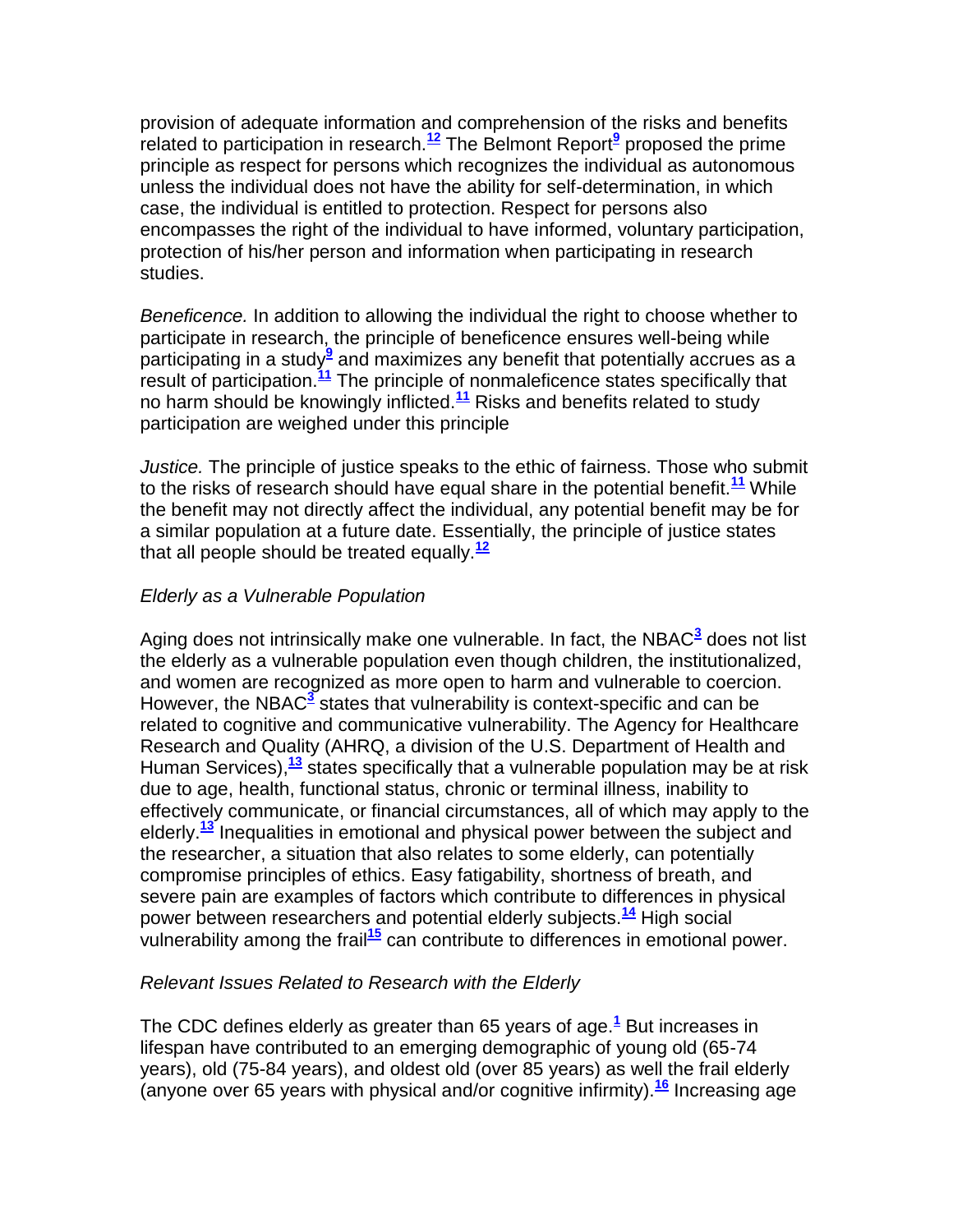provision of adequate information and comprehension of the risks and benefits related to participation in research.[12] The Belmont Report[9] proposed the prime principle as respect for persons which recognizes the individual as autonomous unless the individual does not have the ability for self-determination, in which case, the individual is entitled to protection. Respect for persons also encompasses the right of the individual to have informed, voluntary participation, protection of his/her person and information when participating in research studies.

*Beneficence.* In addition to allowing the individual the right to choose whether to participate in research, the principle of beneficence ensures well-being while participating in a study[9] and maximizes any benefit that potentially accrues as a result of participation.[11] The principle of nonmaleficence states specifically that no harm should be knowingly inflicted.[11] Risks and benefits related to study participation are weighed under this principle

*Justice.* The principle of justice speaks to the ethic of fairness. Those who submit to the risks of research should have equal share in the potential benefit.[11] While the benefit may not directly affect the individual, any potential benefit may be for a similar population at a future date. Essentially, the principle of justice states that all people should be treated equally.[12]

*Elderly as a Vulnerable Population*

Aging does not intrinsically make one vulnerable. In fact, the NBAC[3] does not list the elderly as a vulnerable population even though children, the institutionalized, and women are recognized as more open to harm and vulnerable to coercion. However, the NBAC[3] states that vulnerability is context-specific and can be related to cognitive and communicative vulnerability. The Agency for Healthcare Research and Quality (AHRQ, a division of the U.S. Department of Health and Human Services),[13] states specifically that a vulnerable population may be at risk due to age, health, functional status, chronic or terminal illness, inability to effectively communicate, or financial circumstances, all of which may apply to the elderly.[13] Inequalities in emotional and physical power between the subject and the researcher, a situation that also relates to some elderly, can potentially compromise principles of ethics. Easy fatigability, shortness of breath, and severe pain are examples of factors which contribute to differences in physical power between researchers and potential elderly subjects.[14] High social vulnerability among the frail[15] can contribute to differences in emotional power.

*Relevant Issues Related to Research with the Elderly*

The CDC defines elderly as greater than 65 years of age.[1] But increases in lifespan have contributed to an emerging demographic of young old (65-74 years), old (75-84 years), and oldest old (over 85 years) as well the frail elderly (anyone over 65 years with physical and/or cognitive infirmity).[16] Increasing age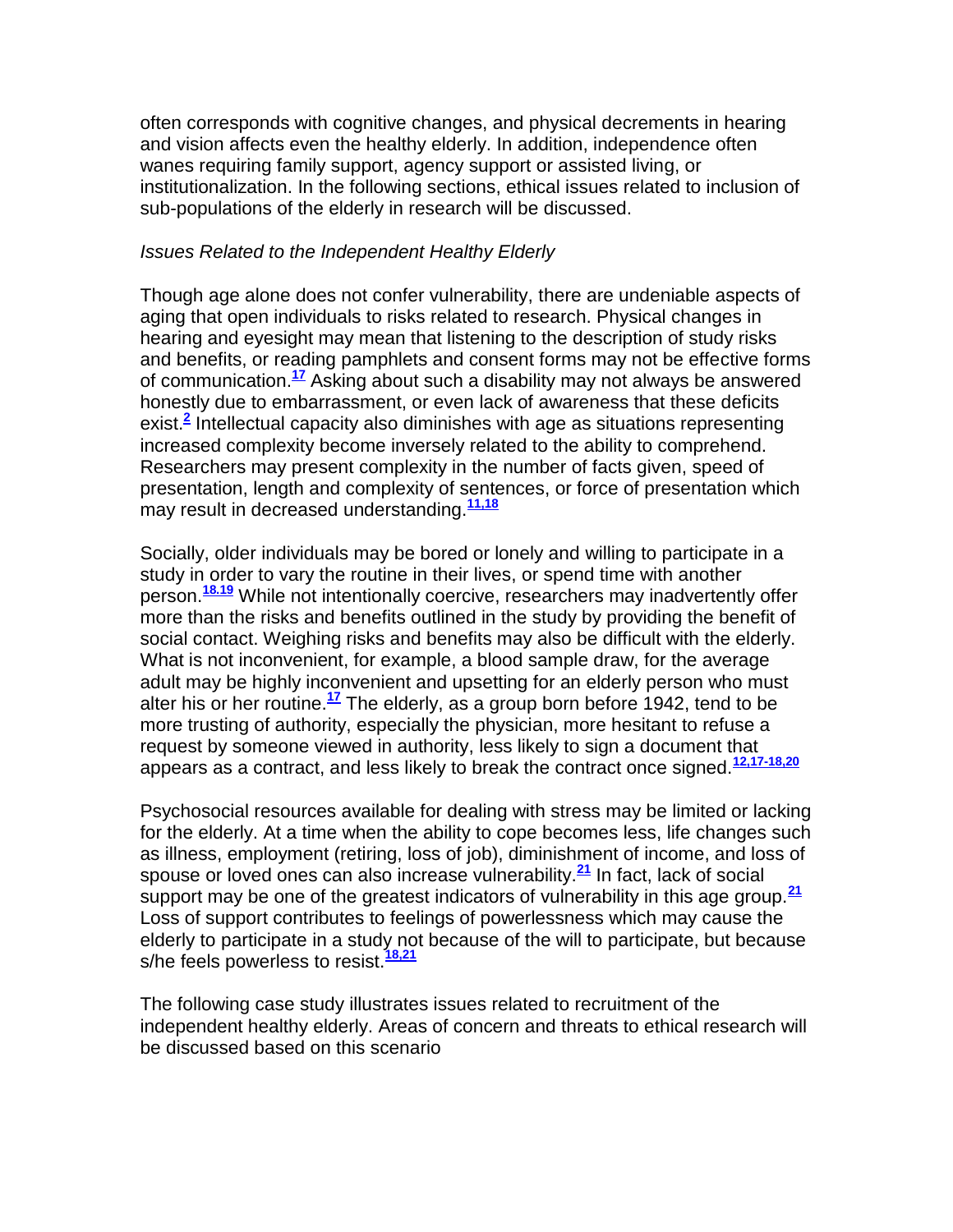often corresponds with cognitive changes, and physical decrements in hearing and vision affects even the healthy elderly. In addition, independence often wanes requiring family support, agency support or assisted living, or institutionalization. In the following sections, ethical issues related to inclusion of sub-populations of the elderly in research will be discussed.

*Issues Related to the Independent Healthy Elderly*

Though age alone does not confer vulnerability, there are undeniable aspects of aging that open individuals to risks related to research. Physical changes in hearing and eyesight may mean that listening to the description of study risks and benefits, or reading pamphlets and consent forms may not be effective forms of communication.[17] Asking about such a disability may not always be answered honestly due to embarrassment, or even lack of awareness that these deficits exist.[2] Intellectual capacity also diminishes with age as situations representing increased complexity become inversely related to the ability to comprehend. Researchers may present complexity in the number of facts given, speed of presentation, length and complexity of sentences, or force of presentation which may result in decreased understanding.[11,18]

Socially, older individuals may be bored or lonely and willing to participate in a study in order to vary the routine in their lives, or spend time with another person.[18.19] While not intentionally coercive, researchers may inadvertently offer more than the risks and benefits outlined in the study by providing the benefit of social contact. Weighing risks and benefits may also be difficult with the elderly. What is not inconvenient, for example, a blood sample draw, for the average adult may be highly inconvenient and upsetting for an elderly person who must alter his or her routine.[17] The elderly, as a group born before 1942, tend to be more trusting of authority, especially the physician, more hesitant to refuse a request by someone viewed in authority, less likely to sign a document that appears as a contract, and less likely to break the contract once signed.[12,17-18,20]

Psychosocial resources available for dealing with stress may be limited or lacking for the elderly. At a time when the ability to cope becomes less, life changes such as illness, employment (retiring, loss of job), diminishment of income, and loss of spouse or loved ones can also increase vulnerability.[21] In fact, lack of social support may be one of the greatest indicators of vulnerability in this age group.[21] Loss of support contributes to feelings of powerlessness which may cause the elderly to participate in a study not because of the will to participate, but because s/he feels powerless to resist.[18,21]

The following case study illustrates issues related to recruitment of the independent healthy elderly. Areas of concern and threats to ethical research will be discussed based on this scenario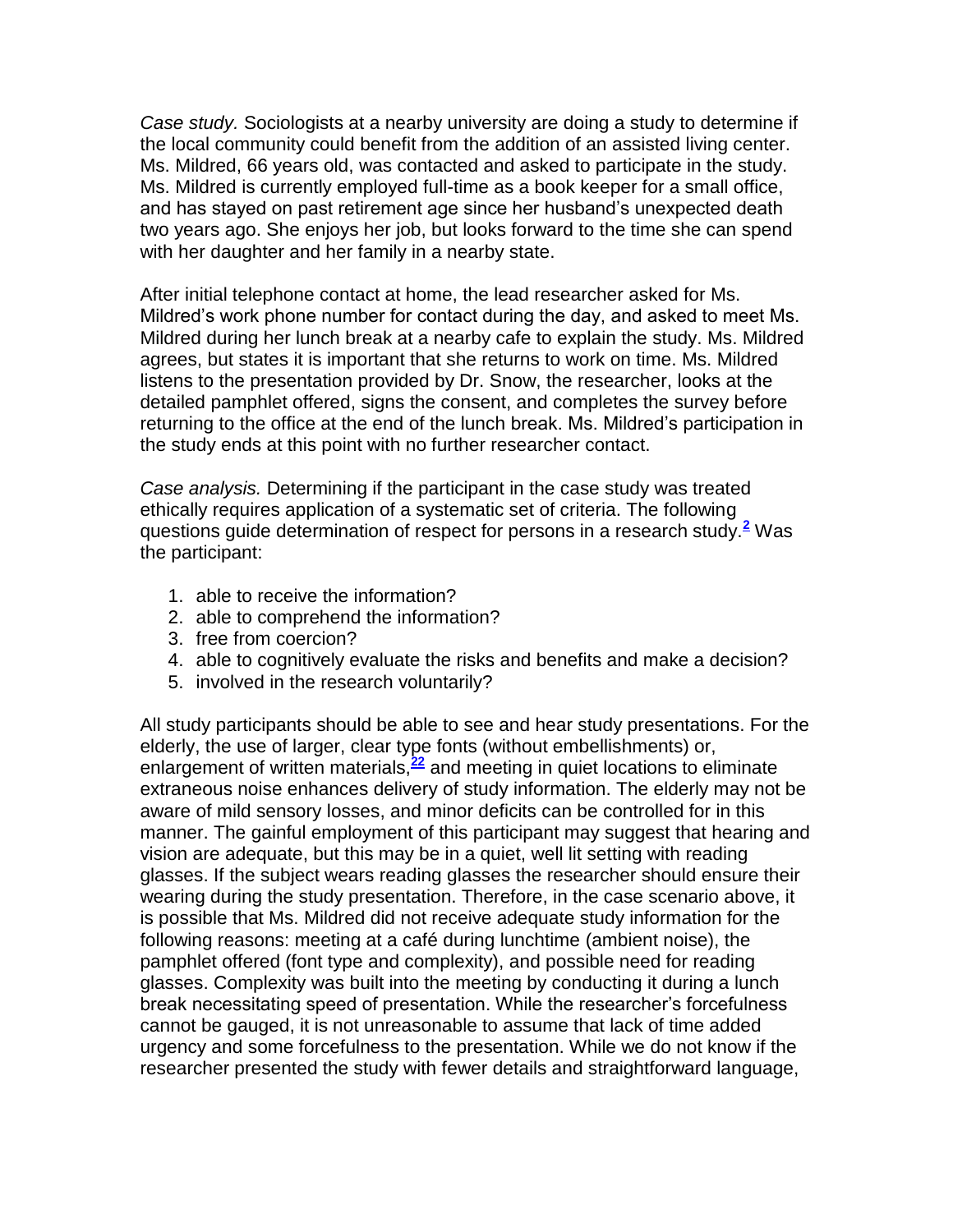*Case study.* Sociologists at a nearby university are doing a study to determine if the local community could benefit from the addition of an assisted living center. Ms. Mildred, 66 years old, was contacted and asked to participate in the study. Ms. Mildred is currently employed full-time as a book keeper for a small office, and has stayed on past retirement age since her husband's unexpected death two years ago. She enjoys her job, but looks forward to the time she can spend with her daughter and her family in a nearby state.

After initial telephone contact at home, the lead researcher asked for Ms. Mildred's work phone number for contact during the day, and asked to meet Ms. Mildred during her lunch break at a nearby cafe to explain the study. Ms. Mildred agrees, but states it is important that she returns to work on time. Ms. Mildred listens to the presentation provided by Dr. Snow, the researcher, looks at the detailed pamphlet offered, signs the consent, and completes the survey before returning to the office at the end of the lunch break. Ms. Mildred's participation in the study ends at this point with no further researcher contact.

*Case analysis.* Determining if the participant in the case study was treated ethically requires application of a systematic set of criteria. The following questions guide determination of respect for persons in a research study.[2] Was the participant:

1. able to receive the information?
2. able to comprehend the information?
3. free from coercion?
4. able to cognitively evaluate the risks and benefits and make a decision?
5. involved in the research voluntarily?

All study participants should be able to see and hear study presentations. For the elderly, the use of larger, clear type fonts (without embellishments) or, enlargement of written materials,[22] and meeting in quiet locations to eliminate extraneous noise enhances delivery of study information. The elderly may not be aware of mild sensory losses, and minor deficits can be controlled for in this manner. The gainful employment of this participant may suggest that hearing and vision are adequate, but this may be in a quiet, well lit setting with reading glasses. If the subject wears reading glasses the researcher should ensure their wearing during the study presentation. Therefore, in the case scenario above, it is possible that Ms. Mildred did not receive adequate study information for the following reasons: meeting at a café during lunchtime (ambient noise), the pamphlet offered (font type and complexity), and possible need for reading glasses. Complexity was built into the meeting by conducting it during a lunch break necessitating speed of presentation. While the researcher's forcefulness cannot be gauged, it is not unreasonable to assume that lack of time added urgency and some forcefulness to the presentation. While we do not know if the researcher presented the study with fewer details and straightforward language,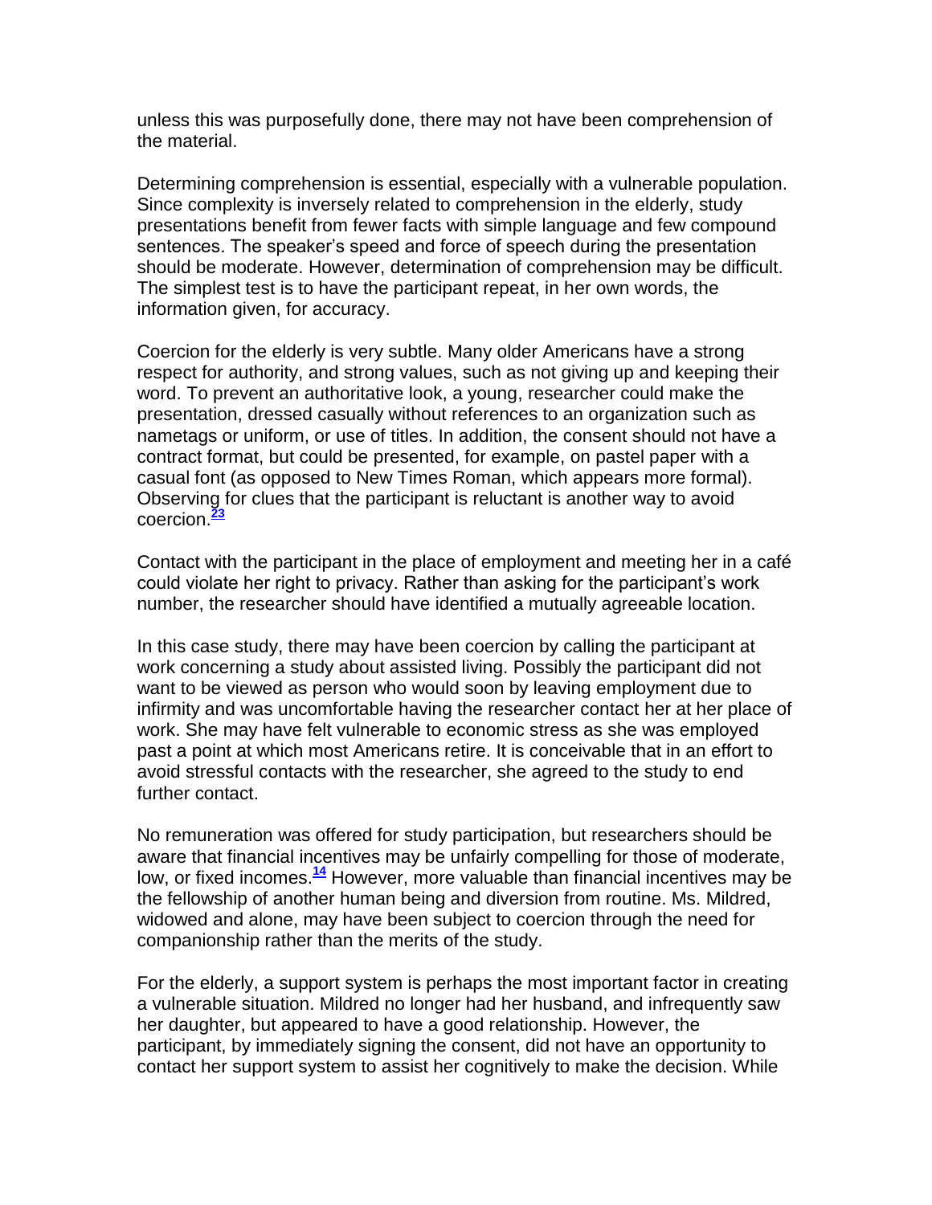unless this was purposefully done, there may not have been comprehension of the material.

Determining comprehension is essential, especially with a vulnerable population. Since complexity is inversely related to comprehension in the elderly, study presentations benefit from fewer facts with simple language and few compound sentences. The speaker's speed and force of speech during the presentation should be moderate. However, determination of comprehension may be difficult. The simplest test is to have the participant repeat, in her own words, the information given, for accuracy.

Coercion for the elderly is very subtle. Many older Americans have a strong respect for authority, and strong values, such as not giving up and keeping their word. To prevent an authoritative look, a young, researcher could make the presentation, dressed casually without references to an organization such as nametags or uniform, or use of titles. In addition, the consent should not have a contract format, but could be presented, for example, on pastel paper with a casual font (as opposed to New Times Roman, which appears more formal). Observing for clues that the participant is reluctant is another way to avoid coercion.[23]

Contact with the participant in the place of employment and meeting her in a café could violate her right to privacy. Rather than asking for the participant's work number, the researcher should have identified a mutually agreeable location.

In this case study, there may have been coercion by calling the participant at work concerning a study about assisted living. Possibly the participant did not want to be viewed as person who would soon by leaving employment due to infirmity and was uncomfortable having the researcher contact her at her place of work. She may have felt vulnerable to economic stress as she was employed past a point at which most Americans retire. It is conceivable that in an effort to avoid stressful contacts with the researcher, she agreed to the study to end further contact.

No remuneration was offered for study participation, but researchers should be aware that financial incentives may be unfairly compelling for those of moderate, low, or fixed incomes.[14] However, more valuable than financial incentives may be the fellowship of another human being and diversion from routine. Ms. Mildred, widowed and alone, may have been subject to coercion through the need for companionship rather than the merits of the study.

For the elderly, a support system is perhaps the most important factor in creating a vulnerable situation. Mildred no longer had her husband, and infrequently saw her daughter, but appeared to have a good relationship. However, the participant, by immediately signing the consent, did not have an opportunity to contact her support system to assist her cognitively to make the decision. While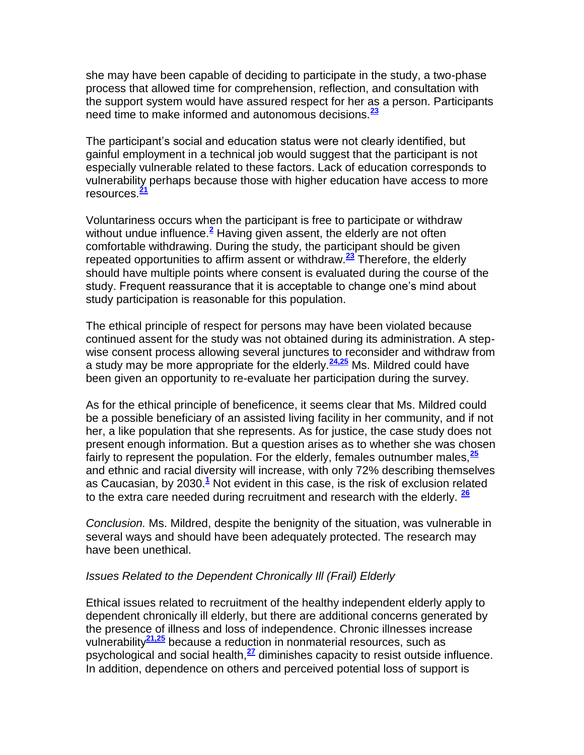she may have been capable of deciding to participate in the study, a two-phase process that allowed time for comprehension, reflection, and consultation with the support system would have assured respect for her as a person. Participants need time to make informed and autonomous decisions.[23]

The participant's social and education status were not clearly identified, but gainful employment in a technical job would suggest that the participant is not especially vulnerable related to these factors. Lack of education corresponds to vulnerability perhaps because those with higher education have access to more resources.[21]

Voluntariness occurs when the participant is free to participate or withdraw without undue influence.[2] Having given assent, the elderly are not often comfortable withdrawing. During the study, the participant should be given repeated opportunities to affirm assent or withdraw.[23] Therefore, the elderly should have multiple points where consent is evaluated during the course of the study. Frequent reassurance that it is acceptable to change one's mind about study participation is reasonable for this population.

The ethical principle of respect for persons may have been violated because continued assent for the study was not obtained during its administration. A step-wise consent process allowing several junctures to reconsider and withdraw from a study may be more appropriate for the elderly.[24,25] Ms. Mildred could have been given an opportunity to re-evaluate her participation during the survey.

As for the ethical principle of beneficence, it seems clear that Ms. Mildred could be a possible beneficiary of an assisted living facility in her community, and if not her, a like population that she represents. As for justice, the case study does not present enough information. But a question arises as to whether she was chosen fairly to represent the population. For the elderly, females outnumber males,[25] and ethnic and racial diversity will increase, with only 72% describing themselves as Caucasian, by 2030.[1] Not evident in this case, is the risk of exclusion related to the extra care needed during recruitment and research with the elderly. [26]

*Conclusion.* Ms. Mildred, despite the benignity of the situation, was vulnerable in several ways and should have been adequately protected. The research may have been unethical.

*Issues Related to the Dependent Chronically Ill (Frail) Elderly*

Ethical issues related to recruitment of the healthy independent elderly apply to dependent chronically ill elderly, but there are additional concerns generated by the presence of illness and loss of independence. Chronic illnesses increase vulnerability[21,25] because a reduction in nonmaterial resources, such as psychological and social health,[27] diminishes capacity to resist outside influence. In addition, dependence on others and perceived potential loss of support is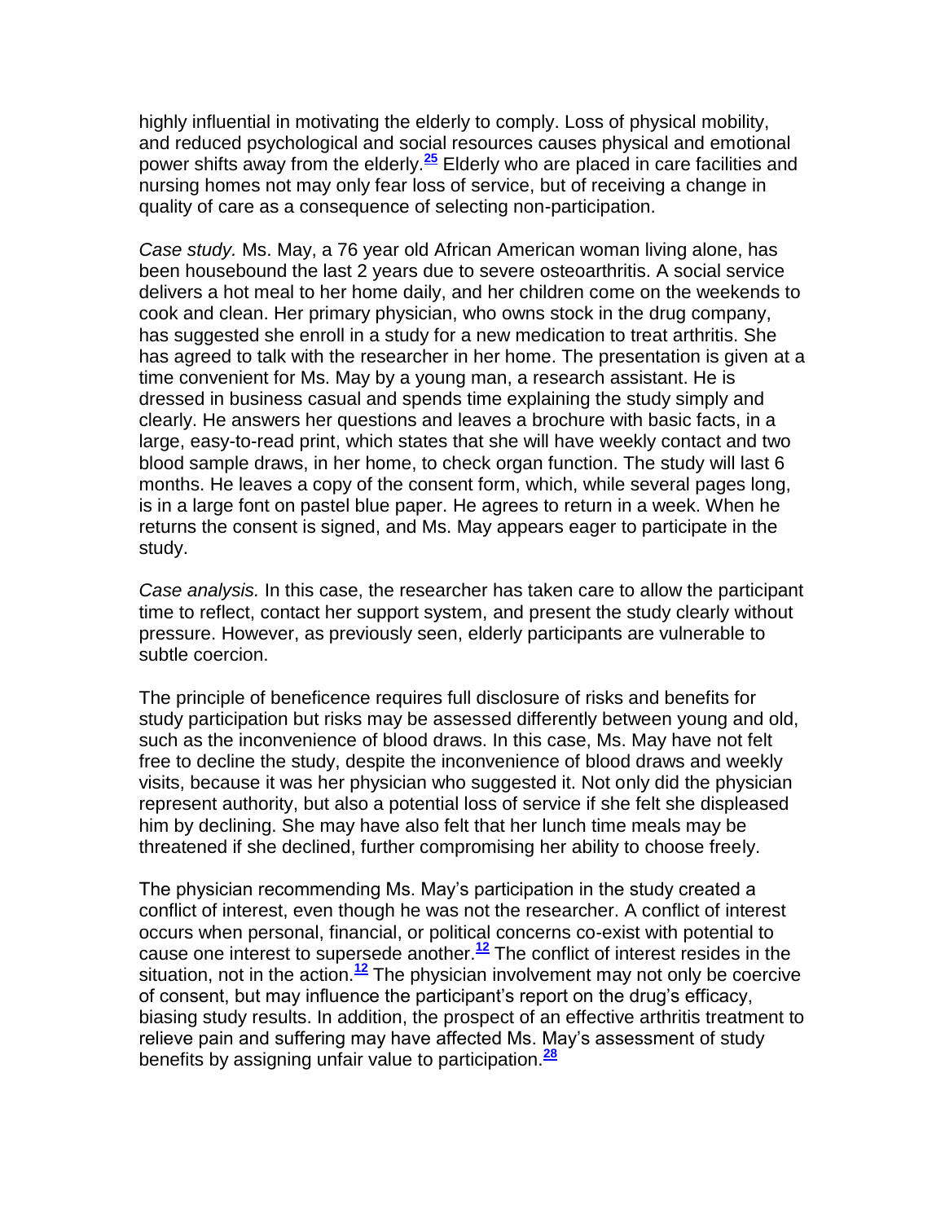highly influential in motivating the elderly to comply. Loss of physical mobility, and reduced psychological and social resources causes physical and emotional power shifts away from the elderly.[25] Elderly who are placed in care facilities and nursing homes not may only fear loss of service, but of receiving a change in quality of care as a consequence of selecting non-participation.

*Case study.* Ms. May, a 76 year old African American woman living alone, has been housebound the last 2 years due to severe osteoarthritis. A social service delivers a hot meal to her home daily, and her children come on the weekends to cook and clean. Her primary physician, who owns stock in the drug company, has suggested she enroll in a study for a new medication to treat arthritis. She has agreed to talk with the researcher in her home. The presentation is given at a time convenient for Ms. May by a young man, a research assistant. He is dressed in business casual and spends time explaining the study simply and clearly. He answers her questions and leaves a brochure with basic facts, in a large, easy-to-read print, which states that she will have weekly contact and two blood sample draws, in her home, to check organ function. The study will last 6 months. He leaves a copy of the consent form, which, while several pages long, is in a large font on pastel blue paper. He agrees to return in a week. When he returns the consent is signed, and Ms. May appears eager to participate in the study.

*Case analysis.* In this case, the researcher has taken care to allow the participant time to reflect, contact her support system, and present the study clearly without pressure. However, as previously seen, elderly participants are vulnerable to subtle coercion.

The principle of beneficence requires full disclosure of risks and benefits for study participation but risks may be assessed differently between young and old, such as the inconvenience of blood draws. In this case, Ms. May have not felt free to decline the study, despite the inconvenience of blood draws and weekly visits, because it was her physician who suggested it. Not only did the physician represent authority, but also a potential loss of service if she felt she displeased him by declining. She may have also felt that her lunch time meals may be threatened if she declined, further compromising her ability to choose freely.

The physician recommending Ms. May's participation in the study created a conflict of interest, even though he was not the researcher. A conflict of interest occurs when personal, financial, or political concerns co-exist with potential to cause one interest to supersede another.[12] The conflict of interest resides in the situation, not in the action.[12] The physician involvement may not only be coercive of consent, but may influence the participant's report on the drug's efficacy, biasing study results. In addition, the prospect of an effective arthritis treatment to relieve pain and suffering may have affected Ms. May's assessment of study benefits by assigning unfair value to participation.[28]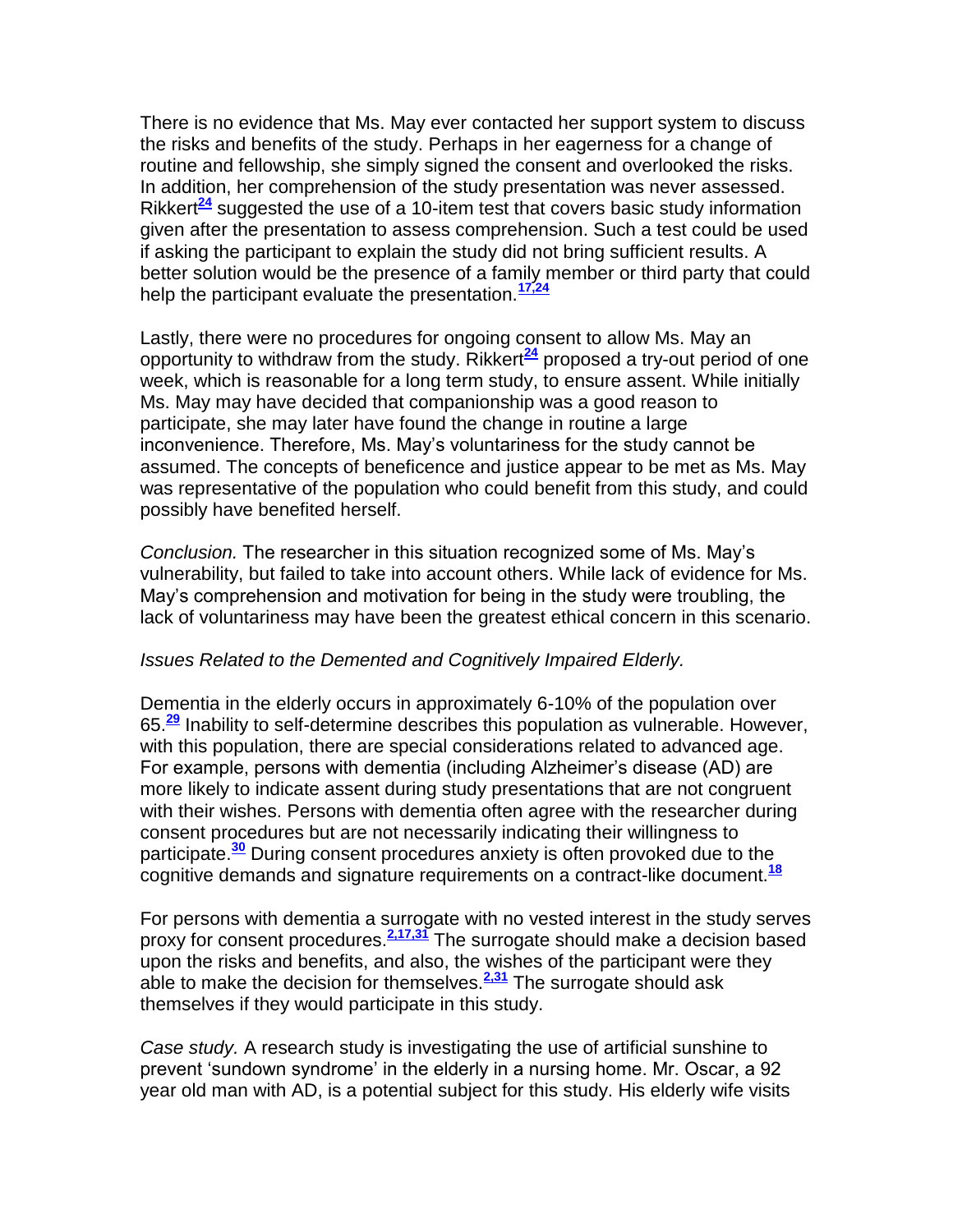There is no evidence that Ms. May ever contacted her support system to discuss the risks and benefits of the study. Perhaps in her eagerness for a change of routine and fellowship, she simply signed the consent and overlooked the risks. In addition, her comprehension of the study presentation was never assessed. Rikkert[24] suggested the use of a 10-item test that covers basic study information given after the presentation to assess comprehension. Such a test could be used if asking the participant to explain the study did not bring sufficient results. A better solution would be the presence of a family member or third party that could help the participant evaluate the presentation.[17,24]

Lastly, there were no procedures for ongoing consent to allow Ms. May an opportunity to withdraw from the study. Rikkert[24] proposed a try-out period of one week, which is reasonable for a long term study, to ensure assent. While initially Ms. May may have decided that companionship was a good reason to participate, she may later have found the change in routine a large inconvenience. Therefore, Ms. May's voluntariness for the study cannot be assumed. The concepts of beneficence and justice appear to be met as Ms. May was representative of the population who could benefit from this study, and could possibly have benefited herself.

*Conclusion.* The researcher in this situation recognized some of Ms. May's vulnerability, but failed to take into account others. While lack of evidence for Ms. May's comprehension and motivation for being in the study were troubling, the lack of voluntariness may have been the greatest ethical concern in this scenario.

*Issues Related to the Demented and Cognitively Impaired Elderly.*

Dementia in the elderly occurs in approximately 6-10% of the population over 65.[29] Inability to self-determine describes this population as vulnerable. However, with this population, there are special considerations related to advanced age. For example, persons with dementia (including Alzheimer's disease (AD) are more likely to indicate assent during study presentations that are not congruent with their wishes. Persons with dementia often agree with the researcher during consent procedures but are not necessarily indicating their willingness to participate.[30] During consent procedures anxiety is often provoked due to the cognitive demands and signature requirements on a contract-like document.[18]

For persons with dementia a surrogate with no vested interest in the study serves proxy for consent procedures.[2,17,31] The surrogate should make a decision based upon the risks and benefits, and also, the wishes of the participant were they able to make the decision for themselves.[2,31] The surrogate should ask themselves if they would participate in this study.

*Case study.* A research study is investigating the use of artificial sunshine to prevent 'sundown syndrome' in the elderly in a nursing home. Mr. Oscar, a 92 year old man with AD, is a potential subject for this study. His elderly wife visits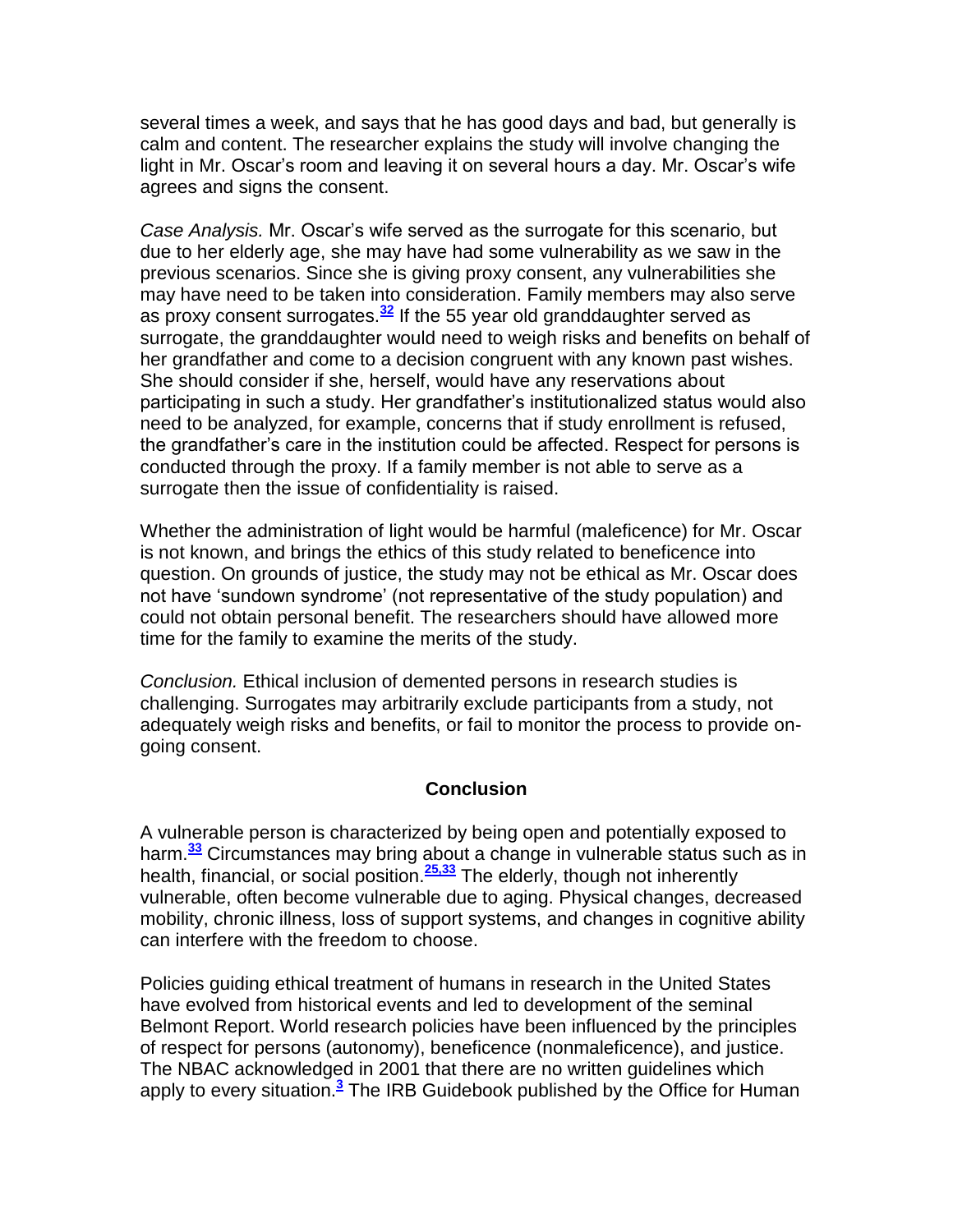several times a week, and says that he has good days and bad, but generally is calm and content. The researcher explains the study will involve changing the light in Mr. Oscar's room and leaving it on several hours a day. Mr. Oscar's wife agrees and signs the consent.

*Case Analysis.* Mr. Oscar's wife served as the surrogate for this scenario, but due to her elderly age, she may have had some vulnerability as we saw in the previous scenarios. Since she is giving proxy consent, any vulnerabilities she may have need to be taken into consideration. Family members may also serve as proxy consent surrogates.[32] If the 55 year old granddaughter served as surrogate, the granddaughter would need to weigh risks and benefits on behalf of her grandfather and come to a decision congruent with any known past wishes. She should consider if she, herself, would have any reservations about participating in such a study. Her grandfather's institutionalized status would also need to be analyzed, for example, concerns that if study enrollment is refused, the grandfather's care in the institution could be affected. Respect for persons is conducted through the proxy. If a family member is not able to serve as a surrogate then the issue of confidentiality is raised.

Whether the administration of light would be harmful (maleficence) for Mr. Oscar is not known, and brings the ethics of this study related to beneficence into question. On grounds of justice, the study may not be ethical as Mr. Oscar does not have 'sundown syndrome' (not representative of the study population) and could not obtain personal benefit. The researchers should have allowed more time for the family to examine the merits of the study.

*Conclusion.* Ethical inclusion of demented persons in research studies is challenging. Surrogates may arbitrarily exclude participants from a study, not adequately weigh risks and benefits, or fail to monitor the process to provide on-going consent.

## Conclusion

A vulnerable person is characterized by being open and potentially exposed to harm.[33] Circumstances may bring about a change in vulnerable status such as in health, financial, or social position.[25,33] The elderly, though not inherently vulnerable, often become vulnerable due to aging. Physical changes, decreased mobility, chronic illness, loss of support systems, and changes in cognitive ability can interfere with the freedom to choose.

Policies guiding ethical treatment of humans in research in the United States have evolved from historical events and led to development of the seminal Belmont Report. World research policies have been influenced by the principles of respect for persons (autonomy), beneficence (nonmaleficence), and justice. The NBAC acknowledged in 2001 that there are no written guidelines which apply to every situation.[3] The IRB Guidebook published by the Office for Human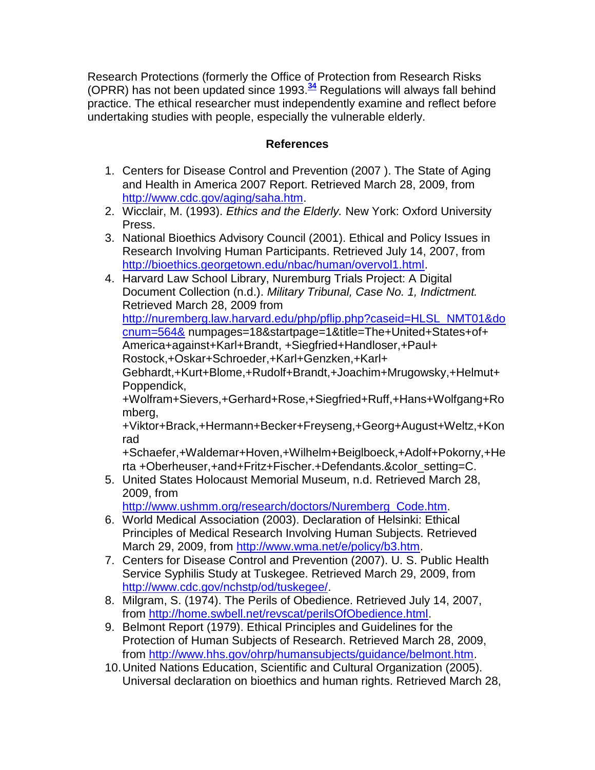Research Protections (formerly the Office of Protection from Research Risks (OPRR) has not been updated since 1993.[34] Regulations will always fall behind practice. The ethical researcher must independently examine and reflect before undertaking studies with people, especially the vulnerable elderly.

## References

1. Centers for Disease Control and Prevention (2007 ). The State of Aging and Health in America 2007 Report. Retrieved March 28, 2009, from http://www.cdc.gov/aging/saha.htm.
2. Wicclair, M. (1993). *Ethics and the Elderly.* New York: Oxford University Press.
3. National Bioethics Advisory Council (2001). Ethical and Policy Issues in Research Involving Human Participants. Retrieved July 14, 2007, from http://bioethics.georgetown.edu/nbac/human/overvol1.html.
4. Harvard Law School Library, Nuremburg Trials Project: A Digital Document Collection (n.d.). *Military Tribunal, Case No. 1, Indictment.* Retrieved March 28, 2009 from http://nuremberg.law.harvard.edu/php/pflip.php?caseid=HLSL_NMT01&docnum=564& numpages=18&startpage=1&title=The+United+States+of+America+against+Karl+Brandt, +Siegfried+Handloser,+Paul+Rostock,+Oskar+Schroeder,+Karl+Genzken,+Karl+Gebhardt,+Kurt+Blome,+Rudolf+Brandt,+Joachim+Mrugowsky,+Helmut+Poppendick, +Wolfram+Sievers,+Gerhard+Rose,+Siegfried+Ruff,+Hans+Wolfgang+Romberg, +Viktor+Brack,+Hermann+Becker+Freyseng,+Georg+August+Weltz,+Konrad +Schaefer,+Waldemar+Hoven,+Wilhelm+Beiglboeck,+Adolf+Pokorny,+Herta +Oberheuser,+and+Fritz+Fischer.+Defendants.&color_setting=C.
5. United States Holocaust Memorial Museum, n.d. Retrieved March 28, 2009, from http://www.ushmm.org/research/doctors/Nuremberg_Code.htm.
6. World Medical Association (2003). Declaration of Helsinki: Ethical Principles of Medical Research Involving Human Subjects. Retrieved March 29, 2009, from http://www.wma.net/e/policy/b3.htm.
7. Centers for Disease Control and Prevention (2007). U. S. Public Health Service Syphilis Study at Tuskegee. Retrieved March 29, 2009, from http://www.cdc.gov/nchstp/od/tuskegee/.
8. Milgram, S. (1974). The Perils of Obedience. Retrieved July 14, 2007, from http://home.swbell.net/revscat/perilsOfObedience.html.
9. Belmont Report (1979). Ethical Principles and Guidelines for the Protection of Human Subjects of Research. Retrieved March 28, 2009, from http://www.hhs.gov/ohrp/humansubjects/guidance/belmont.htm.
10. United Nations Education, Scientific and Cultural Organization (2005). Universal declaration on bioethics and human rights. Retrieved March 28,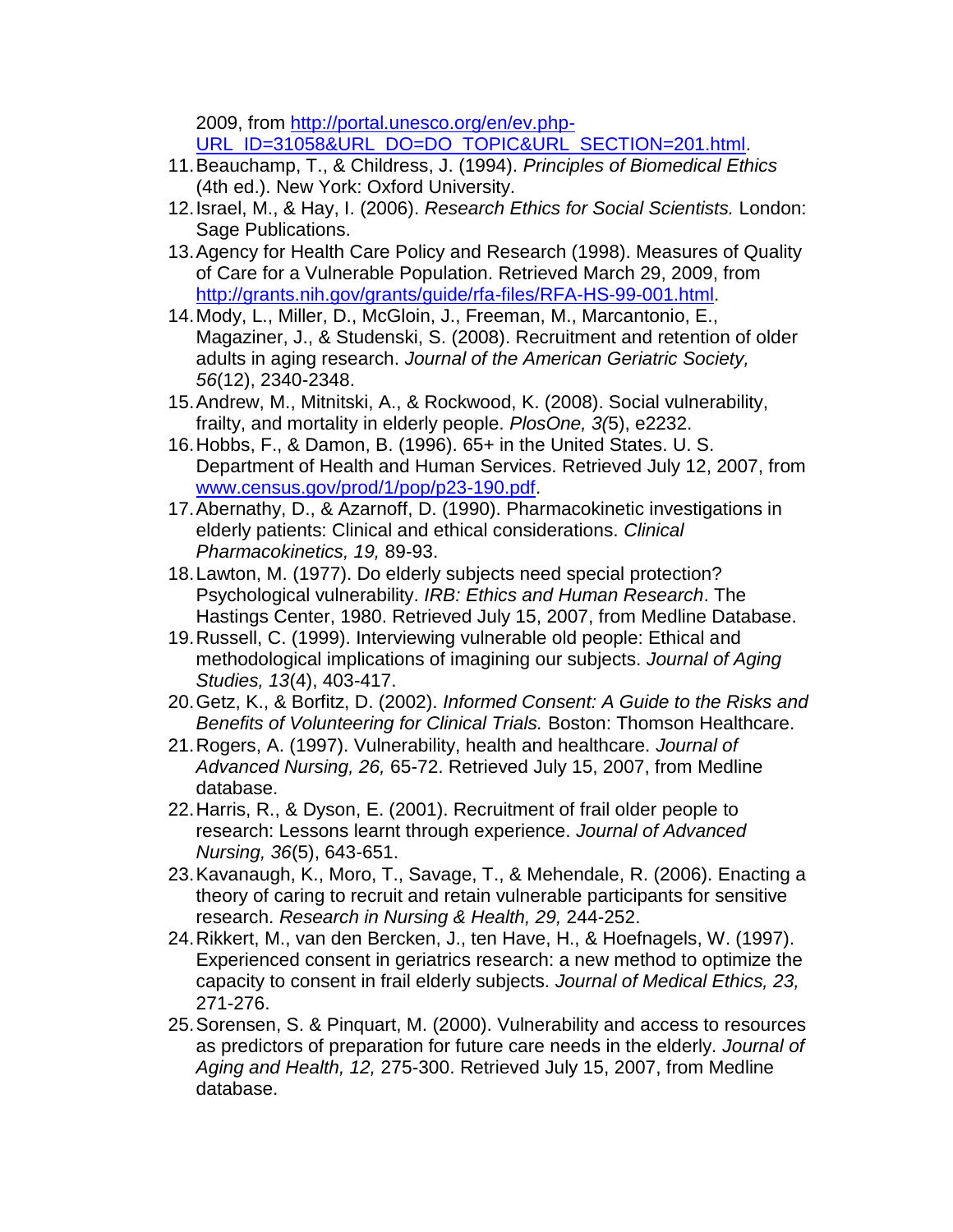2009, from [http://portal.unesco.org/en/ev.php-URL_ID=31058&URL_DO=DO_TOPIC&URL_SECTION=201.html](http://portal.unesco.org/en/ev.php-URL_ID=31058&URL_DO=DO_TOPIC&URL_SECTION=201.html).

11. Beauchamp, T., & Childress, J. (1994). *Principles of Biomedical Ethics* (4th ed.). New York: Oxford University.
12. Israel, M., & Hay, I. (2006). *Research Ethics for Social Scientists.* London: Sage Publications.
13. Agency for Health Care Policy and Research (1998). Measures of Quality of Care for a Vulnerable Population. Retrieved March 29, 2009, from [http://grants.nih.gov/grants/guide/rfa-files/RFA-HS-99-001.html](http://grants.nih.gov/grants/guide/rfa-files/RFA-HS-99-001.html).
14. Mody, L., Miller, D., McGloin, J., Freeman, M., Marcantonio, E., Magaziner, J., & Studenski, S. (2008). Recruitment and retention of older adults in aging research. *Journal of the American Geriatric Society, 56*(12), 2340-2348.
15. Andrew, M., Mitnitski, A., & Rockwood, K. (2008). Social vulnerability, frailty, and mortality in elderly people. *PlosOne, 3(*5), e2232.
16. Hobbs, F., & Damon, B. (1996). 65+ in the United States. U. S. Department of Health and Human Services. Retrieved July 12, 2007, from [www.census.gov/prod/1/pop/p23-190.pdf](www.census.gov/prod/1/pop/p23-190.pdf).
17. Abernathy, D., & Azarnoff, D. (1990). Pharmacokinetic investigations in elderly patients: Clinical and ethical considerations. *Clinical Pharmacokinetics, 19,* 89-93.
18. Lawton, M. (1977). Do elderly subjects need special protection? Psychological vulnerability. *IRB: Ethics and Human Research*. The Hastings Center, 1980. Retrieved July 15, 2007, from Medline Database.
19. Russell, C. (1999). Interviewing vulnerable old people: Ethical and methodological implications of imagining our subjects. *Journal of Aging Studies, 13*(4), 403-417.
20. Getz, K., & Borfitz, D. (2002). *Informed Consent: A Guide to the Risks and Benefits of Volunteering for Clinical Trials.* Boston: Thomson Healthcare.
21. Rogers, A. (1997). Vulnerability, health and healthcare. *Journal of Advanced Nursing, 26,* 65-72. Retrieved July 15, 2007, from Medline database.
22. Harris, R., & Dyson, E. (2001). Recruitment of frail older people to research: Lessons learnt through experience. *Journal of Advanced Nursing, 36*(5), 643-651.
23. Kavanaugh, K., Moro, T., Savage, T., & Mehendale, R. (2006). Enacting a theory of caring to recruit and retain vulnerable participants for sensitive research. *Research in Nursing & Health, 29,* 244-252.
24. Rikkert, M., van den Bercken, J., ten Have, H., & Hoefnagels, W. (1997). Experienced consent in geriatrics research: a new method to optimize the capacity to consent in frail elderly subjects. *Journal of Medical Ethics, 23,* 271-276.
25. Sorensen, S. & Pinquart, M. (2000). Vulnerability and access to resources as predictors of preparation for future care needs in the elderly. *Journal of Aging and Health, 12,* 275-300. Retrieved July 15, 2007, from Medline database.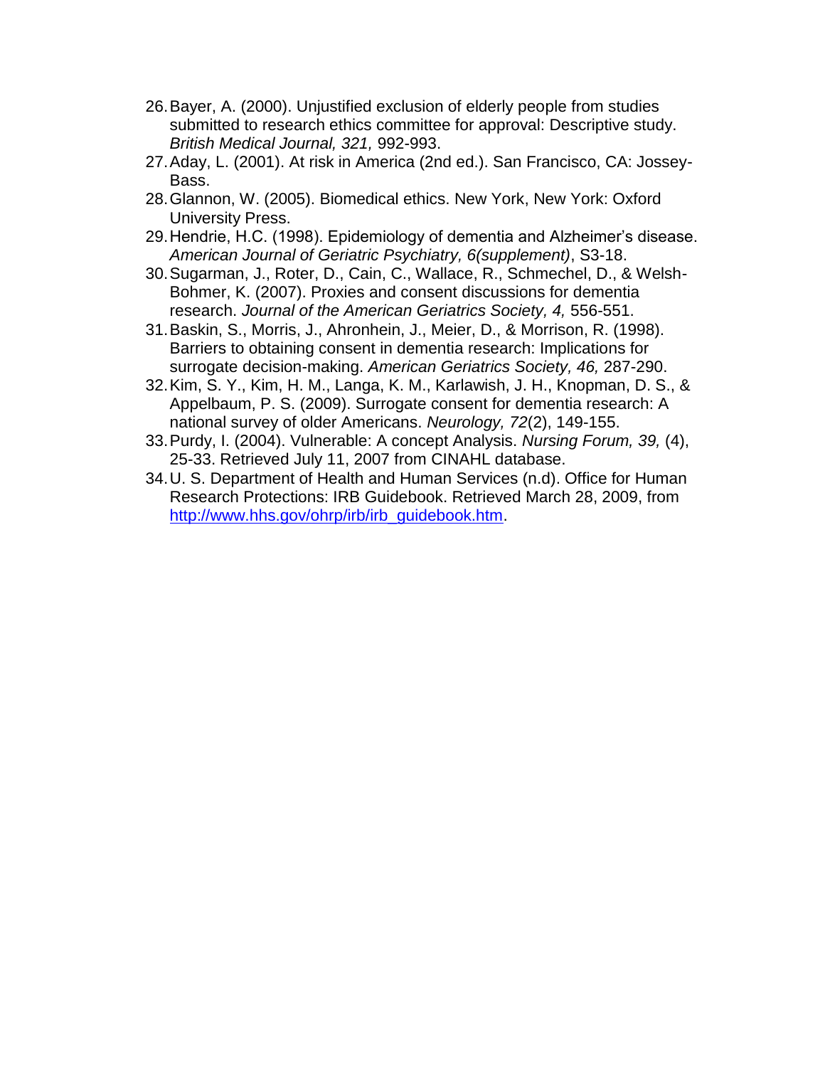26. Bayer, A. (2000). Unjustified exclusion of elderly people from studies submitted to research ethics committee for approval: Descriptive study. *British Medical Journal, 321,* 992-993.
27. Aday, L. (2001). At risk in America (2nd ed.). San Francisco, CA: Jossey-Bass.
28. Glannon, W. (2005). Biomedical ethics. New York, New York: Oxford University Press.
29. Hendrie, H.C. (1998). Epidemiology of dementia and Alzheimer's disease. *American Journal of Geriatric Psychiatry, 6(supplement)*, S3-18.
30. Sugarman, J., Roter, D., Cain, C., Wallace, R., Schmechel, D., & Welsh-Bohmer, K. (2007). Proxies and consent discussions for dementia research. *Journal of the American Geriatrics Society, 4,* 556-551.
31. Baskin, S., Morris, J., Ahronhein, J., Meier, D., & Morrison, R. (1998). Barriers to obtaining consent in dementia research: Implications for surrogate decision-making. *American Geriatrics Society, 46,* 287-290.
32. Kim, S. Y., Kim, H. M., Langa, K. M., Karlawish, J. H., Knopman, D. S., & Appelbaum, P. S. (2009). Surrogate consent for dementia research: A national survey of older Americans. *Neurology, 72*(2), 149-155.
33. Purdy, I. (2004). Vulnerable: A concept Analysis. *Nursing Forum, 39,* (4), 25-33. Retrieved July 11, 2007 from CINAHL database.
34. U. S. Department of Health and Human Services (n.d). Office for Human Research Protections: IRB Guidebook. Retrieved March 28, 2009, from [http://www.hhs.gov/ohrp/irb/irb_guidebook.htm](http://www.hhs.gov/ohrp/irb/irb_guidebook.htm).